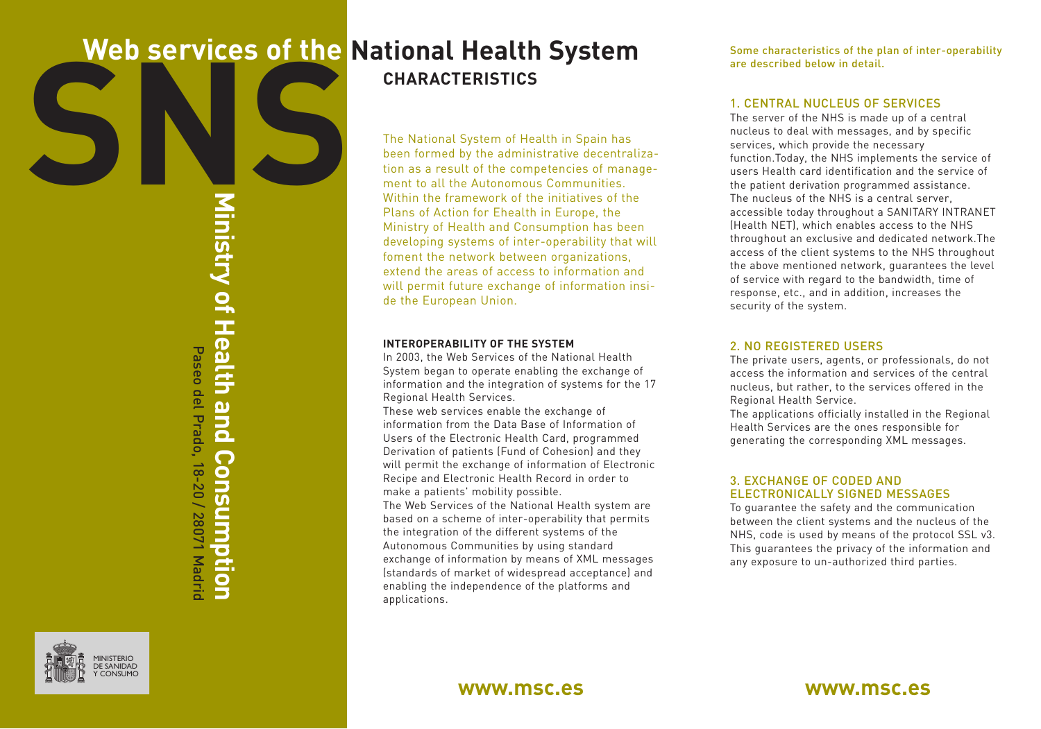# Web services of the National Health System

SNS

**Ministry of Health and Consumption**

Paseo del Prado, 18-20 / 28071 Madrid

MINISTERIO DE SANIDAD Y CONSUMO

## CHARACTERISTICS

The National System of Health in Spain has been formed by the administrative decentralization as a result of the competencies of management to all the Autonomous Communities. Within the framework of the initiatives of the Plans of Action for Ehealth in Europe, the Ministry of Health and Consumption has been developing systems of inter-operability that will foment the network between organizations, extend the areas of access to information and will permit future exchange of information inside the European Union.

### INTEROPERABILITY OF THE SYSTEM

In 2003, the Web Services of the National Health System began to operate enabling the exchange of information and the integration of systems for the 17 Regional Health Services.

These web services enable the exchange of information from the Data Base of Information of Users of the Electronic Health Card, programmed Derivation of patients (Fund of Cohesion) and they will permit the exchange of information of Electronic Recipe and Electronic Health Record in order to make a patients' mobility possible.

The Web Services of the National Health system are based on a scheme of inter-operability that permits the integration of the different systems of the Autonomous Communities by using standard exchange of information by means of XML messages (standards of market of widespread acceptance) and enabling the independence of the platforms and applications.

www.msc.es

Some characteristics of the plan of inter-operability are described below in detail.

### 1. CENTRAL NUCLEUS OF SERVICES

The server of the NHS is made up of a central nucleus to deal with messages, and by specific services, which provide the necessary function.Today, the NHS implements the service of users Health card identification and the service of the patient derivation programmed assistance. The nucleus of the NHS is a central server, accessible today throughout a SANITARY INTRANET (Health NET), which enables access to the NHS throughout an exclusive and dedicated network.The access of the client systems to the NHS throughout the above mentioned network, guarantees the level of service with regard to the bandwidth, time of response, etc., and in addition, increases the security of the system.

### 2. NO REGISTERED USERS

The private users, agents, or professionals, do not access the information and services of the central nucleus, but rather, to the services offered in the Regional Health Service.

The applications officially installed in the Regional Health Services are the ones responsible for generating the corresponding XML messages.

### 3. EXCHANGE OF CODED AND ELECTRONICALLY SIGNED MESSAGES

To guarantee the safety and the communication between the client systems and the nucleus of the NHS, code is used by means of the protocol SSL v3. This guarantees the privacy of the information and any exposure to un-authorized third parties.

www.msc.es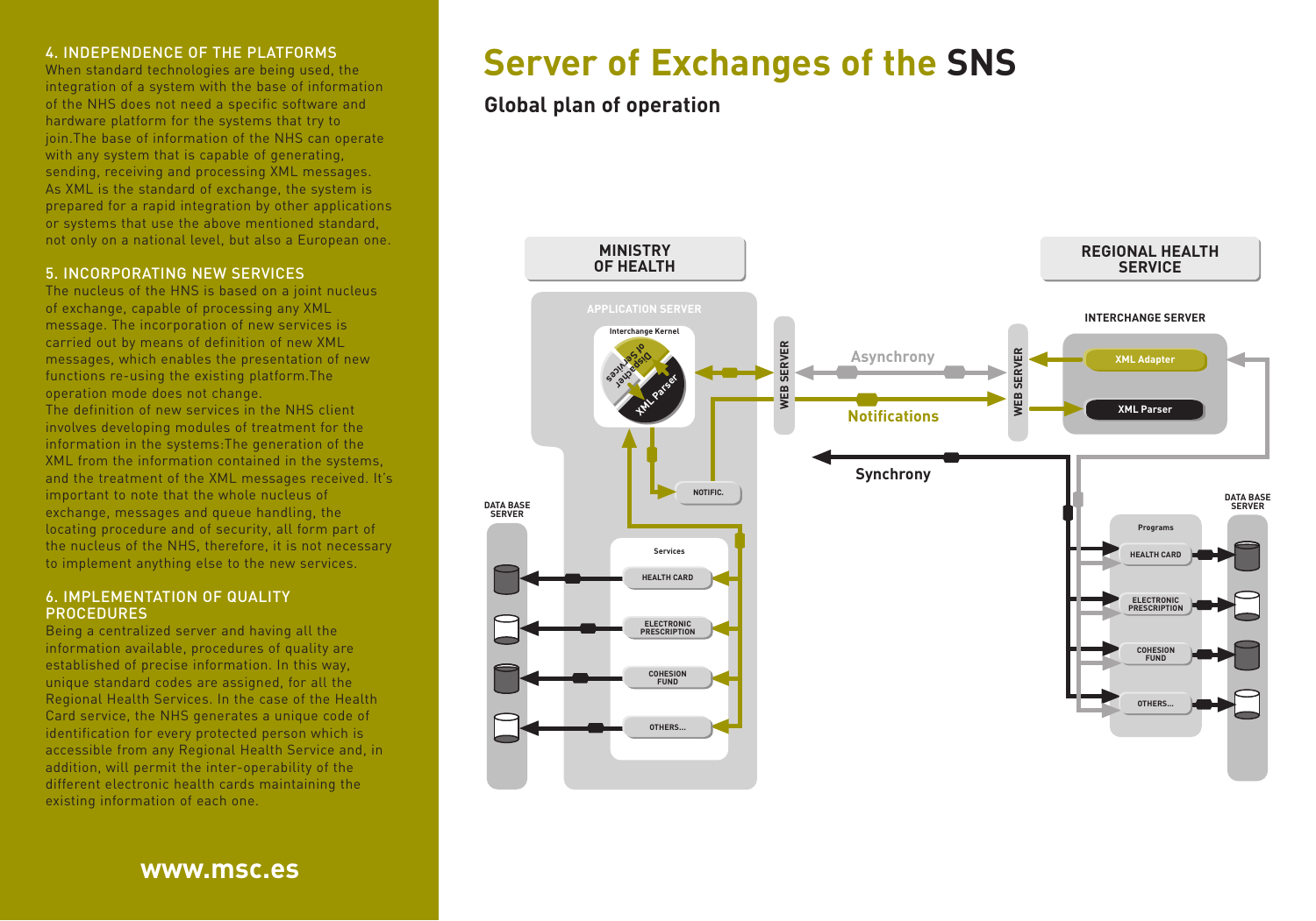### 4. INDEPENDENCE OF THE PLATFORMS

When standard technologies are being used, the integration of a system with the base of information of the NHS does not need a specific software and hardware platform for the systems that try to join.The base of information of the NHS can operate with any system that is capable of generating, sending, receiving and processing XML messages. As XML is the standard of exchange, the system is prepared for a rapid integration by other applications or systems that use the above mentioned standard, not only on a national level, but also a European one.

### 5. INCORPORATING NEW SERVICES

The nucleus of the HNS is based on a joint nucleus of exchange, capable of processing any XML message. The incorporation of new services is carried out by means of definition of new XML messages, which enables the presentation of new functions re-using the existing platform.The operation mode does not change.
The definition of new services in the NHS client involves developing modules of treatment for the information in the systems:The generation of the XML from the information contained in the systems, and the treatment of the XML messages received. It's important to note that the whole nucleus of exchange, messages and queue handling, the locating procedure and of security, all form part of the nucleus of the NHS, therefore, it is not necessary to implement anything else to the new services.

### 6. IMPLEMENTATION OF QUALITY PROCEDURES

Being a centralized server and having all the information available, procedures of quality are established of precise information. In this way, unique standard codes are assigned, for all the Regional Health Services. In the case of the Health Card service, the NHS generates a unique code of identification for every protected person which is accessible from any Regional Health Service and, in addition, will permit the inter-operability of the different electronic health cards maintaining the existing information of each one.

**www.msc.es**

# Server of Exchanges of the SNS

## Global plan of operation

MINISTRY OF HEALTH

APPLICATION SERVER

Interchange Kernel

Dispatcher of Services

XML Parser

NOTIFIC.

Services

HEALTH CARD

ELECTRONIC PRESCRIPTION

COHESION FUND

OTHERS...

DATA BASE SERVER

WEB SERVER

Asynchrony

Notifications

Synchrony

WEB SERVER

REGIONAL HEALTH SERVICE

INTERCHANGE SERVER

XML Adapter

XML Parser

Programs

HEALTH CARD

ELECTRONIC PRESCRIPTION

COHESION FUND

OTHERS...

DATA BASE SERVER